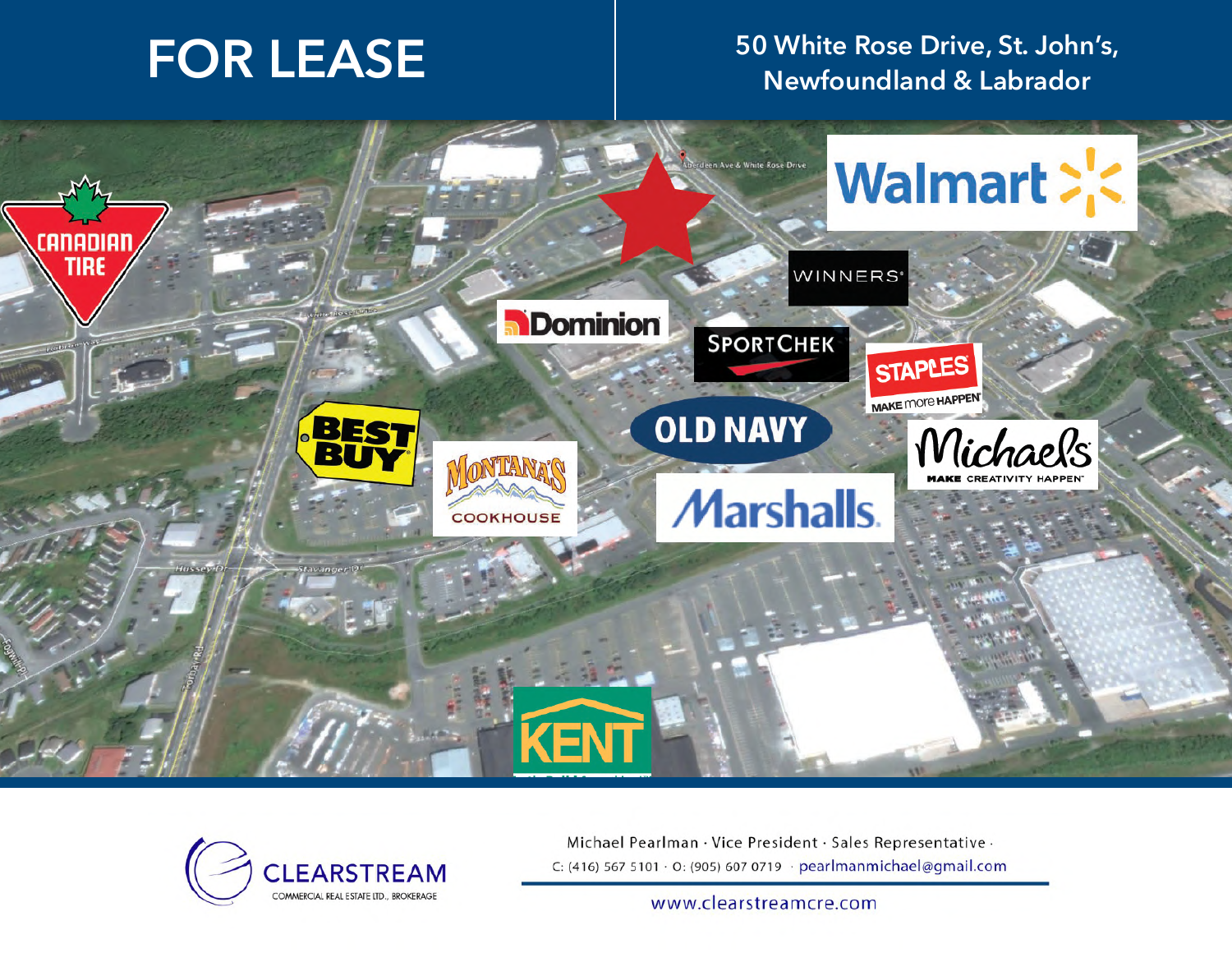# FOR LEASE

## 50 White Rose Drive, St. John's, Newfoundland & Labrador

Canadian Tire · Walmart · Winners · Dominion · SportChek · Staples · Best Buy · Old Navy · Michaels · Montana's Cookhouse · Marshalls · Kent

CLEARSTREAM
COMMERCIAL REAL ESTATE LTD., BROKERAGE

Michael Pearlman · Vice President · Sales Representative ·
C: (416) 567 5101 · O: (905) 607 0719 · pearlmanmichael@gmail.com

www.clearstreamcre.com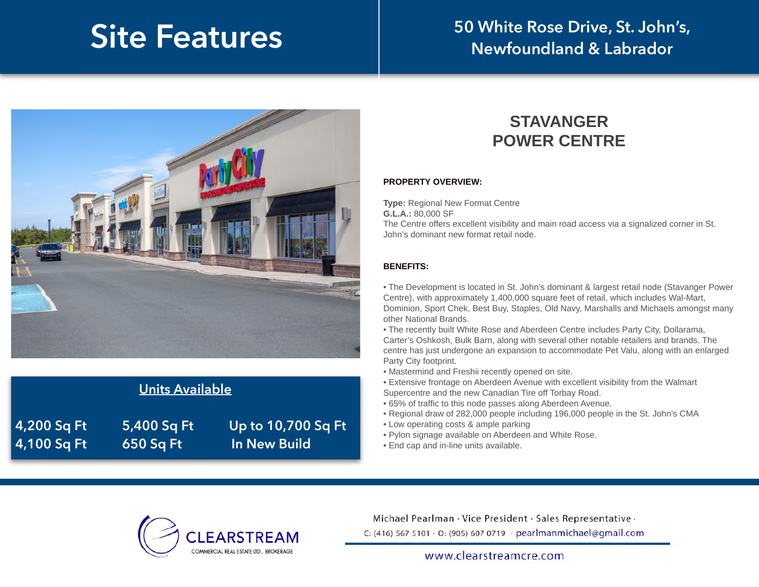# Site Features

## 50 White Rose Drive, St. John's, Newfoundland & Labrador

## Units Available

| | | |
|---|---|---|
| 4,200 Sq Ft | 5,400 Sq Ft | Up to 10,700 Sq Ft |
| 4,100 Sq Ft | 650 Sq Ft | In New Build |

## STAVANGER POWER CENTRE

**PROPERTY OVERVIEW:**

**Type:** Regional New Format Centre
**G.L.A.:** 80,000 SF
The Centre offers excellent visibility and main road access via a signalized corner in St. John's dominant new format retail node.

**BENEFITS:**

- The Development is located in St. John's dominant & largest retail node (Stavanger Power Centre), with approximately 1,400,000 square feet of retail, which includes Wal-Mart, Dominion, Sport Chek, Best Buy, Staples, Old Navy, Marshalls and Michaels amongst many other National Brands.
- The recently built White Rose and Aberdeen Centre includes Party City, Dollarama, Carter's Oshkosh, Bulk Barn, along with several other notable retailers and brands. The centre has just undergone an expansion to accommodate Pet Valu, along with an enlarged Party City footprint.
- Mastermind and Freshii recently opened on site.
- Extensive frontage on Aberdeen Avenue with excellent visibility from the Walmart Supercentre and the new Canadian Tire off Torbay Road.
- 65% of traffic to this node passes along Aberdeen Avenue.
- Regional draw of 282,000 people including 196,000 people in the St. John's CMA
- Low operating costs & ample parking
- Pylon signage available on Aberdeen and White Rose.
- End cap and in-line units available.

CLEARSTREAM
COMMERCIAL REAL ESTATE LTD., BROKERAGE

Michael Pearlman · Vice President · Sales Representative ·
C: (416) 567 5101 · O: (905) 607 0719 · pearlmanmichael@gmail.com

www.clearstreamcre.com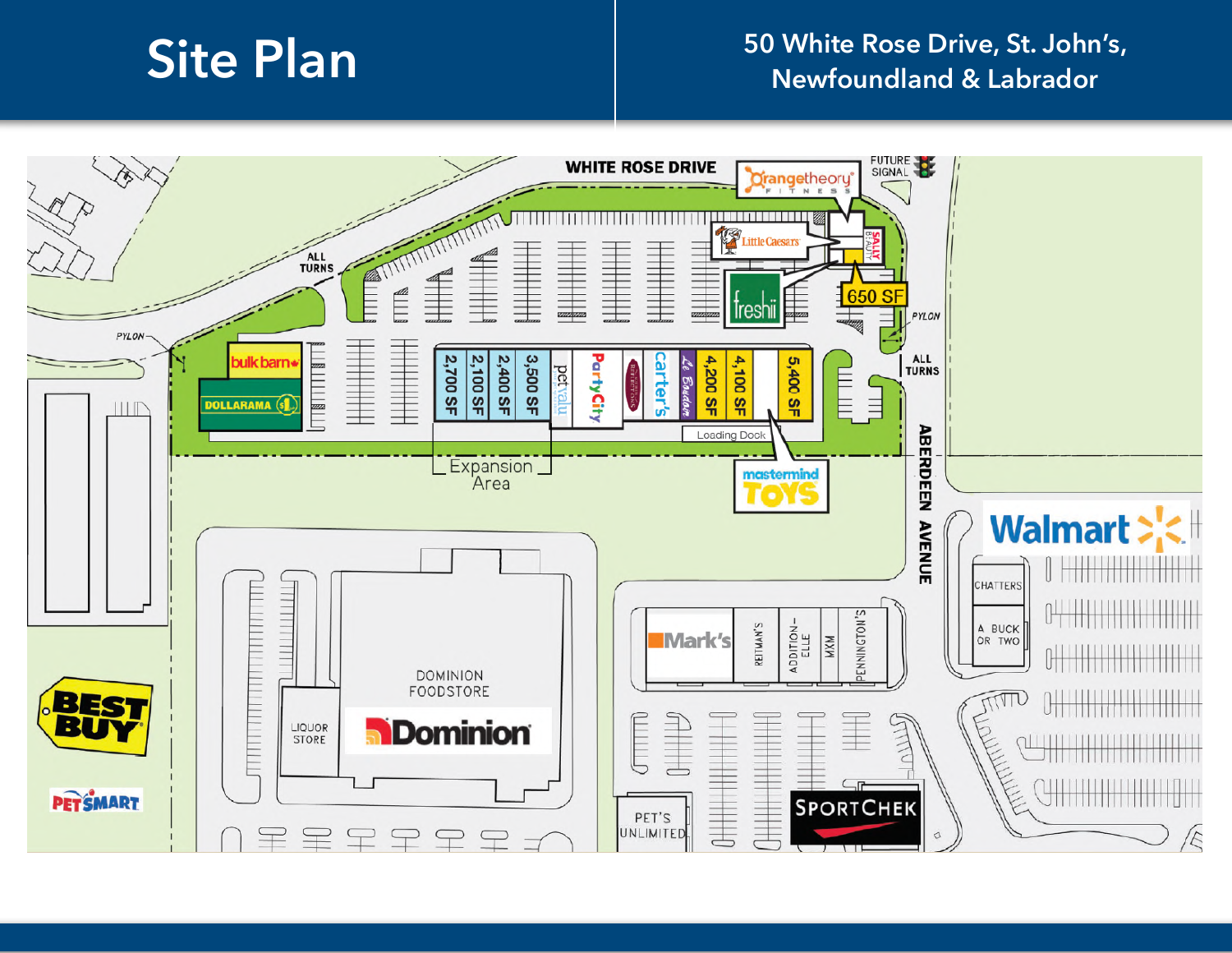# Site Plan

50 White Rose Drive, St. John's, Newfoundland & Labrador

WHITE ROSE DRIVE

FUTURE SIGNAL

Orangetheory FITNESS

Little Caesars

SALLY BEAUTY

freshii

650 SF

PYLON

ALL TURNS

ALL TURNS

PYLON

bulk barn

DOLLARAMA

2,700 SF

2,100 SF

2,400 SF

3,500 SF

petvalu

PartyCity

carter's

Le Bouleau

4,200 SF

4,100 SF

5,400 SF

Loading Dock

Expansion Area

mastermind TOYS

ABERDEEN AVENUE

Walmart

CHATTERS

A BUCK OR TWO

Mark's

REITMAN'S

ADDITION-ELLE

MXM

PENNINGTON'S

DOMINION FOODSTORE

Dominion

LIQUOR STORE

BEST BUY

PETSMART

PET'S UNLIMITED

SPORTCHEK